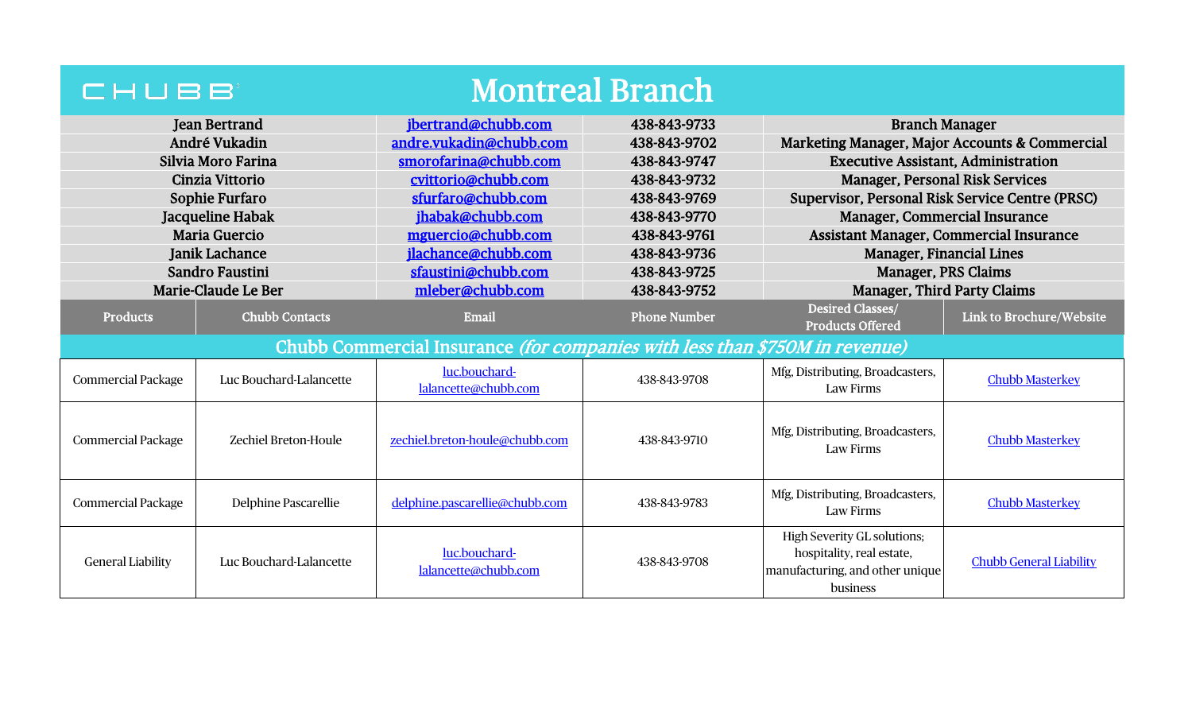# Montreal Branch

| | | | |
|---|---|---|---|
| Jean Bertrand | jbertrand@chubb.com | 438-843-9733 | Branch Manager |
| André Vukadin | andre.vukadin@chubb.com | 438-843-9702 | Marketing Manager, Major Accounts & Commercial |
| Silvia Moro Farina | smorofarina@chubb.com | 438-843-9747 | Executive Assistant, Administration |
| Cinzia Vittorio | cvittorio@chubb.com | 438-843-9732 | Manager, Personal Risk Services |
| Sophie Furfaro | sfurfaro@chubb.com | 438-843-9769 | Supervisor, Personal Risk Service Centre (PRSC) |
| Jacqueline Habak | jhabak@chubb.com | 438-843-9770 | Manager, Commercial Insurance |
| Maria Guercio | mguercio@chubb.com | 438-843-9761 | Assistant Manager, Commercial Insurance |
| Janik Lachance | jlachance@chubb.com | 438-843-9736 | Manager, Financial Lines |
| Sandro Faustini | sfaustini@chubb.com | 438-843-9725 | Manager, PRS Claims |
| Marie-Claude Le Ber | mleber@chubb.com | 438-843-9752 | Manager, Third Party Claims |

| Products | Chubb Contacts | Email | Phone Number | Desired Classes/ Products Offered | Link to Brochure/Website |
|---|---|---|---|---|---|
| **Chubb Commercial Insurance** *(for companies with less than $750M in revenue)* | | | | | |
| Commercial Package | Luc Bouchard-Lalancette | luc.bouchard-lalancette@chubb.com | 438-843-9708 | Mfg, Distributing, Broadcasters, Law Firms | Chubb Masterkey |
| Commercial Package | Zechiel Breton-Houle | zechiel.breton-houle@chubb.com | 438-843-9710 | Mfg, Distributing, Broadcasters, Law Firms | Chubb Masterkey |
| Commercial Package | Delphine Pascarellie | delphine.pascarellie@chubb.com | 438-843-9783 | Mfg, Distributing, Broadcasters, Law Firms | Chubb Masterkey |
| General Liability | Luc Bouchard-Lalancette | luc.bouchard-lalancette@chubb.com | 438-843-9708 | High Severity GL solutions; hospitality, real estate, manufacturing, and other unique business | Chubb General Liability |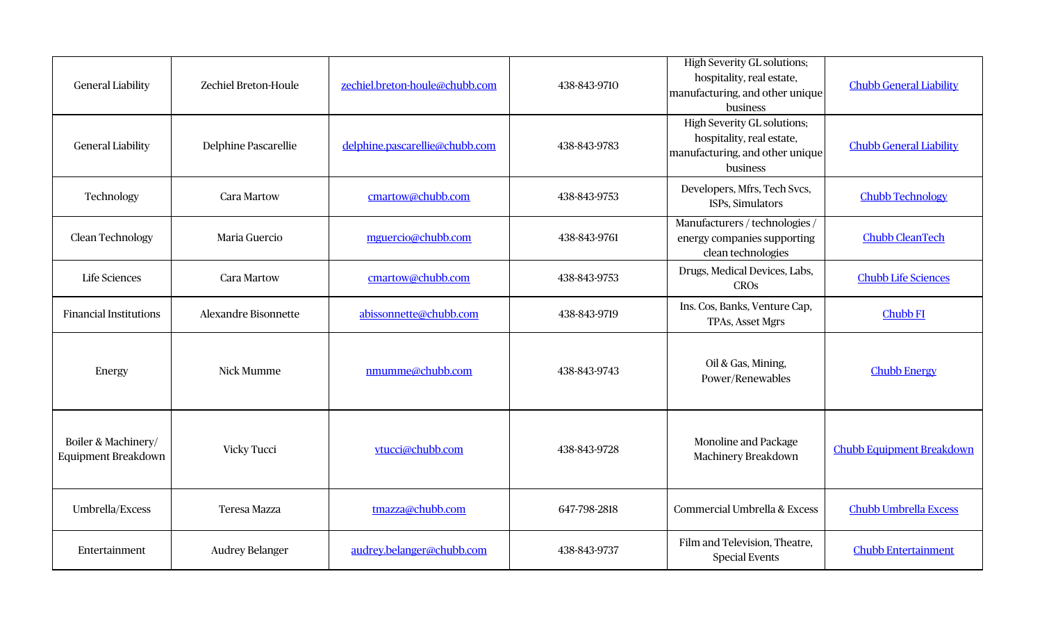| General Liability | Zechiel Breton-Houle | zechiel.breton-houle@chubb.com | 438-843-9710 | High Severity GL solutions; hospitality, real estate, manufacturing, and other unique business | Chubb General Liability |
|---|---|---|---|---|---|
| General Liability | Delphine Pascarellie | delphine.pascarellie@chubb.com | 438-843-9783 | High Severity GL solutions; hospitality, real estate, manufacturing, and other unique business | Chubb General Liability |
| Technology | Cara Martow | cmartow@chubb.com | 438-843-9753 | Developers, Mfrs, Tech Svcs, ISPs, Simulators | Chubb Technology |
| Clean Technology | Maria Guercio | mguercio@chubb.com | 438-843-9761 | Manufacturers / technologies / energy companies supporting clean technologies | Chubb CleanTech |
| Life Sciences | Cara Martow | cmartow@chubb.com | 438-843-9753 | Drugs, Medical Devices, Labs, CROs | Chubb Life Sciences |
| Financial Institutions | Alexandre Bisonnette | abissonnette@chubb.com | 438-843-9719 | Ins. Cos, Banks, Venture Cap, TPAs, Asset Mgrs | Chubb FI |
| Energy | Nick Mumme | nmumme@chubb.com | 438-843-9743 | Oil & Gas, Mining, Power/Renewables | Chubb Energy |
| Boiler & Machinery/ Equipment Breakdown | Vicky Tucci | vtucci@chubb.com | 438-843-9728 | Monoline and Package Machinery Breakdown | Chubb Equipment Breakdown |
| Umbrella/Excess | Teresa Mazza | tmazza@chubb.com | 647-798-2818 | Commercial Umbrella & Excess | Chubb Umbrella Excess |
| Entertainment | Audrey Belanger | audrey.belanger@chubb.com | 438-843-9737 | Film and Television, Theatre, Special Events | Chubb Entertainment |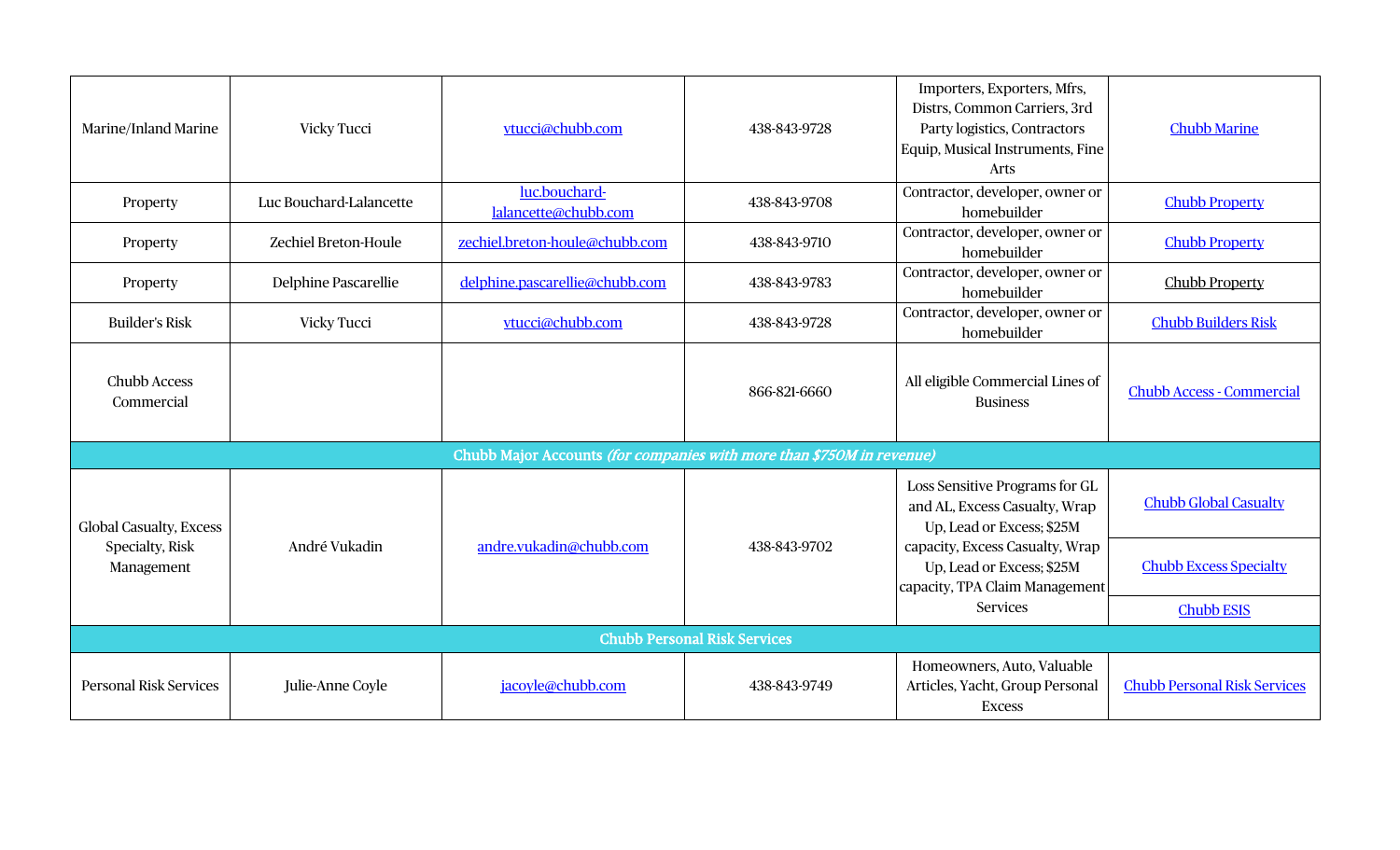| | | | | | |
|---|---|---|---|---|---|
| Marine/Inland Marine | Vicky Tucci | vtucci@chubb.com | 438-843-9728 | Importers, Exporters, Mfrs, Distrs, Common Carriers, 3rd Party logistics, Contractors Equip, Musical Instruments, Fine Arts | Chubb Marine |
| Property | Luc Bouchard-Lalancette | luc.bouchard-lalancette@chubb.com | 438-843-9708 | Contractor, developer, owner or homebuilder | Chubb Property |
| Property | Zechiel Breton-Houle | zechiel.breton-houle@chubb.com | 438-843-9710 | Contractor, developer, owner or homebuilder | Chubb Property |
| Property | Delphine Pascarellie | delphine.pascarellie@chubb.com | 438-843-9783 | Contractor, developer, owner or homebuilder | Chubb Property |
| Builder's Risk | Vicky Tucci | vtucci@chubb.com | 438-843-9728 | Contractor, developer, owner or homebuilder | Chubb Builders Risk |
| Chubb Access Commercial | | | 866-821-6660 | All eligible Commercial Lines of Business | Chubb Access - Commercial |
| **Chubb Major Accounts** *(for companies with more than $750M in revenue)* | | | | | |
| Global Casualty, Excess Specialty, Risk Management | André Vukadin | andre.vukadin@chubb.com | 438-843-9702 | Loss Sensitive Programs for GL and AL, Excess Casualty, Wrap Up, Lead or Excess; $25M capacity, Excess Casualty, Wrap Up, Lead or Excess; $25M capacity, TPA Claim Management Services | Chubb Global Casualty<br>Chubb Excess Specialty<br>Chubb ESIS |
| **Chubb Personal Risk Services** | | | | | |
| Personal Risk Services | Julie-Anne Coyle | jacoyle@chubb.com | 438-843-9749 | Homeowners, Auto, Valuable Articles, Yacht, Group Personal Excess | Chubb Personal Risk Services |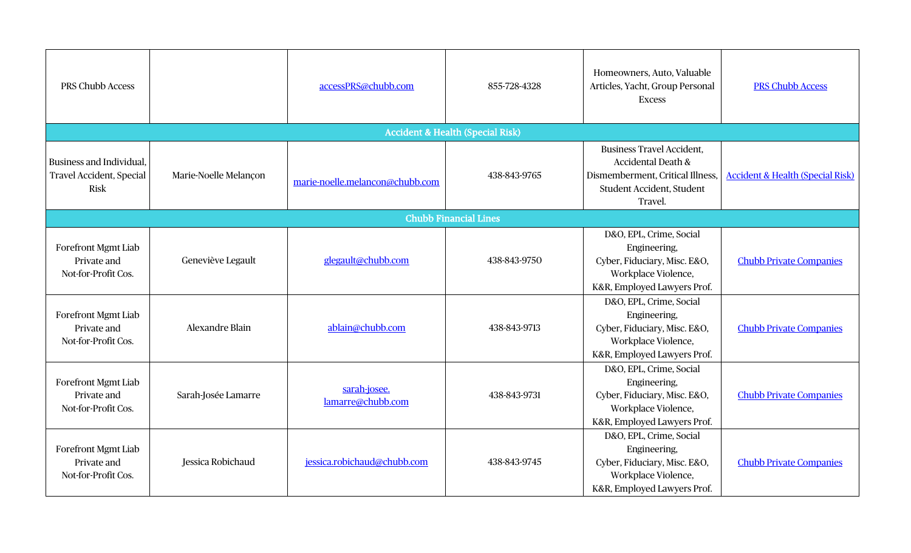| | | | | | |
|---|---|---|---|---|---|
| PRS Chubb Access | | accessPRS@chubb.com | 855-728-4328 | Homeowners, Auto, Valuable Articles, Yacht, Group Personal Excess | PRS Chubb Access |
| **Accident & Health (Special Risk)** | | | | | |
| Business and Individual, Travel Accident, Special Risk | Marie-Noelle Melançon | marie-noelle.melancon@chubb.com | 438-843-9765 | Business Travel Accident, Accidental Death & Dismemberment, Critical Illness, Student Accident, Student Travel. | Accident & Health (Special Risk) |
| **Chubb Financial Lines** | | | | | |
| Forefront Mgmt Liab Private and Not-for-Profit Cos. | Geneviève Legault | glegault@chubb.com | 438-843-9750 | D&O, EPL, Crime, Social Engineering, Cyber, Fiduciary, Misc. E&O, Workplace Violence, K&R, Employed Lawyers Prof. | Chubb Private Companies |
| Forefront Mgmt Liab Private and Not-for-Profit Cos. | Alexandre Blain | ablain@chubb.com | 438-843-9713 | D&O, EPL, Crime, Social Engineering, Cyber, Fiduciary, Misc. E&O, Workplace Violence, K&R, Employed Lawyers Prof. | Chubb Private Companies |
| Forefront Mgmt Liab Private and Not-for-Profit Cos. | Sarah-Josée Lamarre | sarah-josee.lamarre@chubb.com | 438-843-9731 | D&O, EPL, Crime, Social Engineering, Cyber, Fiduciary, Misc. E&O, Workplace Violence, K&R, Employed Lawyers Prof. | Chubb Private Companies |
| Forefront Mgmt Liab Private and Not-for-Profit Cos. | Jessica Robichaud | jessica.robichaud@chubb.com | 438-843-9745 | D&O, EPL, Crime, Social Engineering, Cyber, Fiduciary, Misc. E&O, Workplace Violence, K&R, Employed Lawyers Prof. | Chubb Private Companies |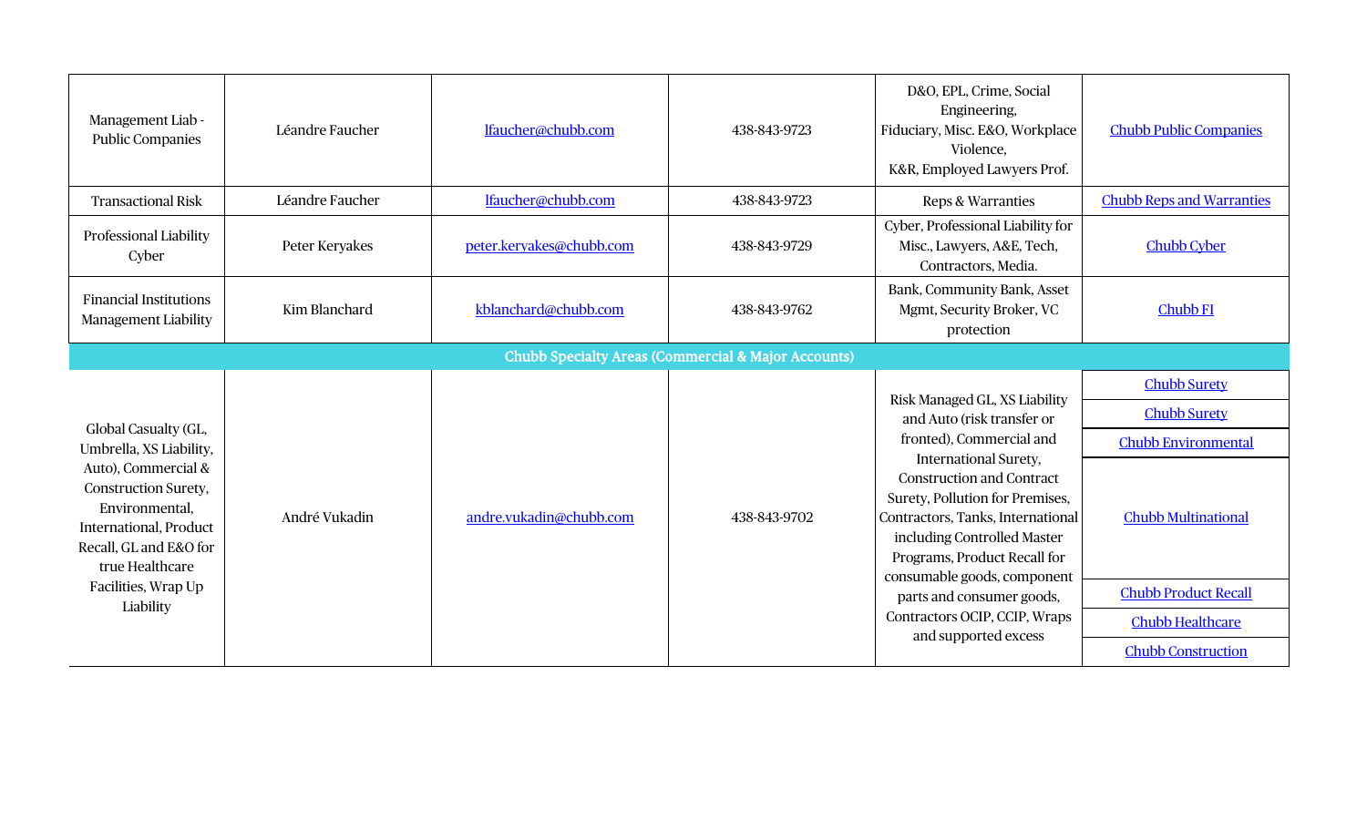| | | | | | |
|---|---|---|---|---|---|
| Management Liab - Public Companies | Léandre Faucher | lfaucher@chubb.com | 438-843-9723 | D&O, EPL, Crime, Social Engineering, Fiduciary, Misc. E&O, Workplace Violence, K&R, Employed Lawyers Prof. | Chubb Public Companies |
| Transactional Risk | Léandre Faucher | lfaucher@chubb.com | 438-843-9723 | Reps & Warranties | Chubb Reps and Warranties |
| Professional Liability Cyber | Peter Keryakes | peter.keryakes@chubb.com | 438-843-9729 | Cyber, Professional Liability for Misc., Lawyers, A&E, Tech, Contractors, Media. | Chubb Cyber |
| Financial Institutions Management Liability | Kim Blanchard | kblanchard@chubb.com | 438-843-9762 | Bank, Community Bank, Asset Mgmt, Security Broker, VC protection | Chubb FI |
| **Chubb Specialty Areas (Commercial & Major Accounts)** | | | | | |
| Global Casualty (GL, Umbrella, XS Liability, Auto), Commercial & Construction Surety, Environmental, International, Product Recall, GL and E&O for true Healthcare Facilities, Wrap Up Liability | André Vukadin | andre.vukadin@chubb.com | 438-843-9702 | Risk Managed GL, XS Liability and Auto (risk transfer or fronted), Commercial and International Surety, Construction and Contract Surety, Pollution for Premises, Contractors, Tanks, International including Controlled Master Programs, Product Recall for consumable goods, component parts and consumer goods, Contractors OCIP, CCIP, Wraps and supported excess | Chubb Surety<br>Chubb Surety<br>Chubb Environmental<br>Chubb Multinational<br>Chubb Product Recall<br>Chubb Healthcare<br>Chubb Construction |